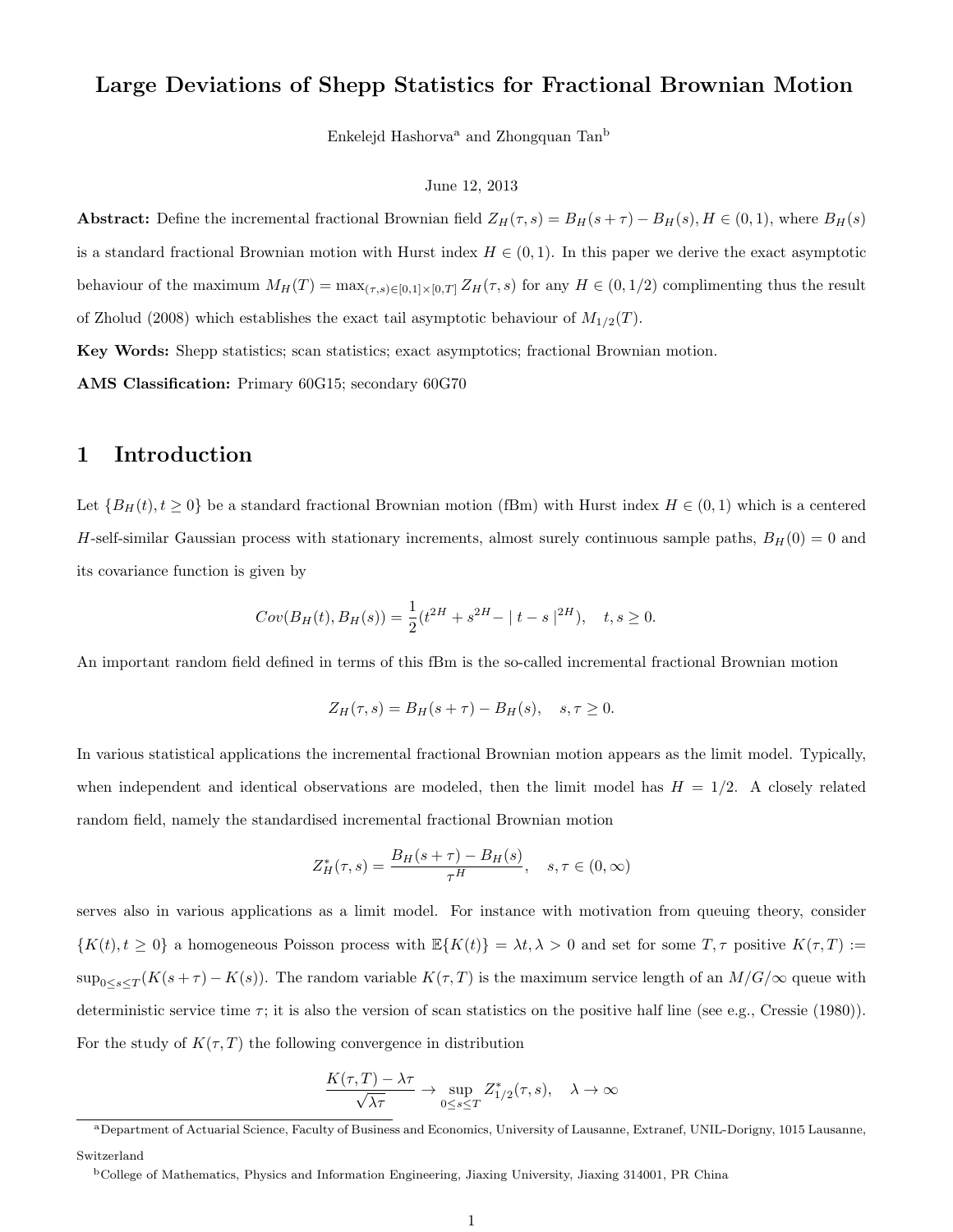# Large Deviations of Shepp Statistics for Fractional Brownian Motion

Enkelejd Hashorva[a] and Zhongquan Tan[b]

June 12, 2013

**Abstract:** Define the incremental fractional Brownian field $Z_H(\tau, s) = B_H(s+\tau) - B_H(s), H \in (0,1)$, where $B_H(s)$ is a standard fractional Brownian motion with Hurst index $H \in (0,1)$. In this paper we derive the exact asymptotic behaviour of the maximum $M_H(T) = \max_{(\tau,s)\in[0,1]\times[0,T]} Z_H(\tau, s)$ for any $H \in (0, 1/2)$ complimenting thus the result of Zholud (2008) which establishes the exact tail asymptotic behaviour of $M_{1/2}(T)$.

**Key Words:** Shepp statistics; scan statistics; exact asymptotics; fractional Brownian motion.

**AMS Classification:** Primary 60G15; secondary 60G70

## 1 Introduction

Let $\{B_H(t), t \geq 0\}$ be a standard fractional Brownian motion (fBm) with Hurst index $H \in (0,1)$ which is a centered $H$-self-similar Gaussian process with stationary increments, almost surely continuous sample paths, $B_H(0) = 0$ and its covariance function is given by

$$Cov(B_H(t), B_H(s)) = \frac{1}{2}(t^{2H} + s^{2H} - \mid t-s \mid^{2H}), \quad t, s \geq 0.$$

An important random field defined in terms of this fBm is the so-called incremental fractional Brownian motion

$$Z_H(\tau, s) = B_H(s+\tau) - B_H(s), \quad s, \tau \geq 0.$$

In various statistical applications the incremental fractional Brownian motion appears as the limit model. Typically, when independent and identical observations are modeled, then the limit model has $H = 1/2$. A closely related random field, namely the standardised incremental fractional Brownian motion

$$Z_H^*(\tau, s) = \frac{B_H(s+\tau) - B_H(s)}{\tau^H}, \quad s, \tau \in (0, \infty)$$

serves also in various applications as a limit model. For instance with motivation from queuing theory, consider $\{K(t), t \geq 0\}$ a homogeneous Poisson process with $\mathbb{E}\{K(t)\} = \lambda t, \lambda > 0$ and set for some $T, \tau$ positive $K(\tau, T) := \sup_{0 \leq s \leq T}(K(s+\tau) - K(s))$. The random variable $K(\tau, T)$ is the maximum service length of an $M/G/\infty$ queue with deterministic service time $\tau$; it is also the version of scan statistics on the positive half line (see e.g., Cressie (1980)). For the study of $K(\tau, T)$ the following convergence in distribution

$$\frac{K(\tau, T) - \lambda\tau}{\sqrt{\lambda\tau}} \to \sup_{0 \leq s \leq T} Z_{1/2}^*(\tau, s), \quad \lambda \to \infty$$

[a]Department of Actuarial Science, Faculty of Business and Economics, University of Lausanne, Extranef, UNIL-Dorigny, 1015 Lausanne, Switzerland

[b]College of Mathematics, Physics and Information Engineering, Jiaxing University, Jiaxing 314001, PR China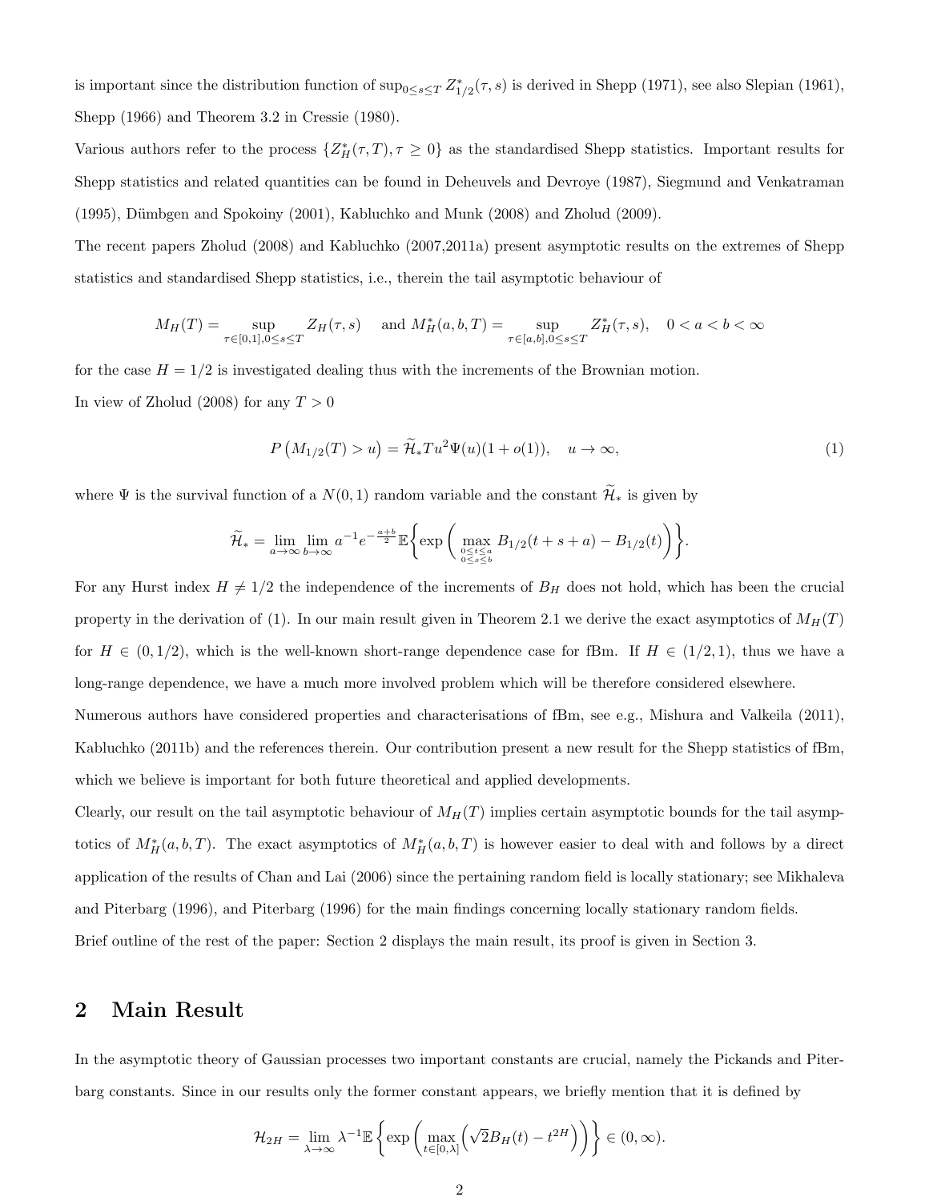is important since the distribution function of $\sup_{0\le s\le T} Z^*_{1/2}(\tau,s)$ is derived in Shepp (1971), see also Slepian (1961), Shepp (1966) and Theorem 3.2 in Cressie (1980).

Various authors refer to the process $\{Z^*_H(\tau,T), \tau\ge 0\}$ as the standardised Shepp statistics. Important results for Shepp statistics and related quantities can be found in Deheuvels and Devroye (1987), Siegmund and Venkatraman (1995), Dümbgen and Spokoiny (2001), Kabluchko and Munk (2008) and Zholud (2009).

The recent papers Zholud (2008) and Kabluchko (2007,2011a) present asymptotic results on the extremes of Shepp statistics and standardised Shepp statistics, i.e., therein the tail asymptotic behaviour of

$$M_H(T) = \sup_{\tau\in[0,1], 0\le s\le T} Z_H(\tau,s) \quad \text{and } M^*_H(a,b,T) = \sup_{\tau\in[a,b], 0\le s\le T} Z^*_H(\tau,s), \quad 0<a<b<\infty$$

for the case $H=1/2$ is investigated dealing thus with the increments of the Brownian motion.

In view of Zholud (2008) for any $T>0$

$$P\big(M_{1/2}(T)>u\big) = \widetilde{\mathcal{H}}_* T u^2 \Psi(u)(1+o(1)), \quad u\to\infty, \tag{1}$$

where $\Psi$ is the survival function of a $N(0,1)$ random variable and the constant $\widetilde{\mathcal{H}}_*$ is given by

$$\widetilde{\mathcal{H}}_* = \lim_{a\to\infty}\lim_{b\to\infty} a^{-1} e^{-\frac{a+b}{2}} \mathbb{E}\left\{\exp\left(\max_{\substack{0\le t\le a\\ 0\le s\le b}} B_{1/2}(t+s+a) - B_{1/2}(t)\right)\right\}.$$

For any Hurst index $H\ne 1/2$ the independence of the increments of $B_H$ does not hold, which has been the crucial property in the derivation of (1). In our main result given in Theorem 2.1 we derive the exact asymptotics of $M_H(T)$ for $H\in(0,1/2)$, which is the well-known short-range dependence case for fBm. If $H\in(1/2,1)$, thus we have a long-range dependence, we have a much more involved problem which will be therefore considered elsewhere.

Numerous authors have considered properties and characterisations of fBm, see e.g., Mishura and Valkeila (2011), Kabluchko (2011b) and the references therein. Our contribution present a new result for the Shepp statistics of fBm, which we believe is important for both future theoretical and applied developments.

Clearly, our result on the tail asymptotic behaviour of $M_H(T)$ implies certain asymptotic bounds for the tail asymptotics of $M^*_H(a,b,T)$. The exact asymptotics of $M^*_H(a,b,T)$ is however easier to deal with and follows by a direct application of the results of Chan and Lai (2006) since the pertaining random field is locally stationary; see Mikhaleva and Piterbarg (1996), and Piterbarg (1996) for the main findings concerning locally stationary random fields.

Brief outline of the rest of the paper: Section 2 displays the main result, its proof is given in Section 3.

## 2 Main Result

In the asymptotic theory of Gaussian processes two important constants are crucial, namely the Pickands and Piterbarg constants. Since in our results only the former constant appears, we briefly mention that it is defined by

$$\mathcal{H}_{2H} = \lim_{\lambda\to\infty} \lambda^{-1}\mathbb{E}\left\{\exp\left(\max_{t\in[0,\lambda]}\Big(\sqrt{2}B_H(t) - t^{2H}\Big)\right)\right\} \in (0,\infty).$$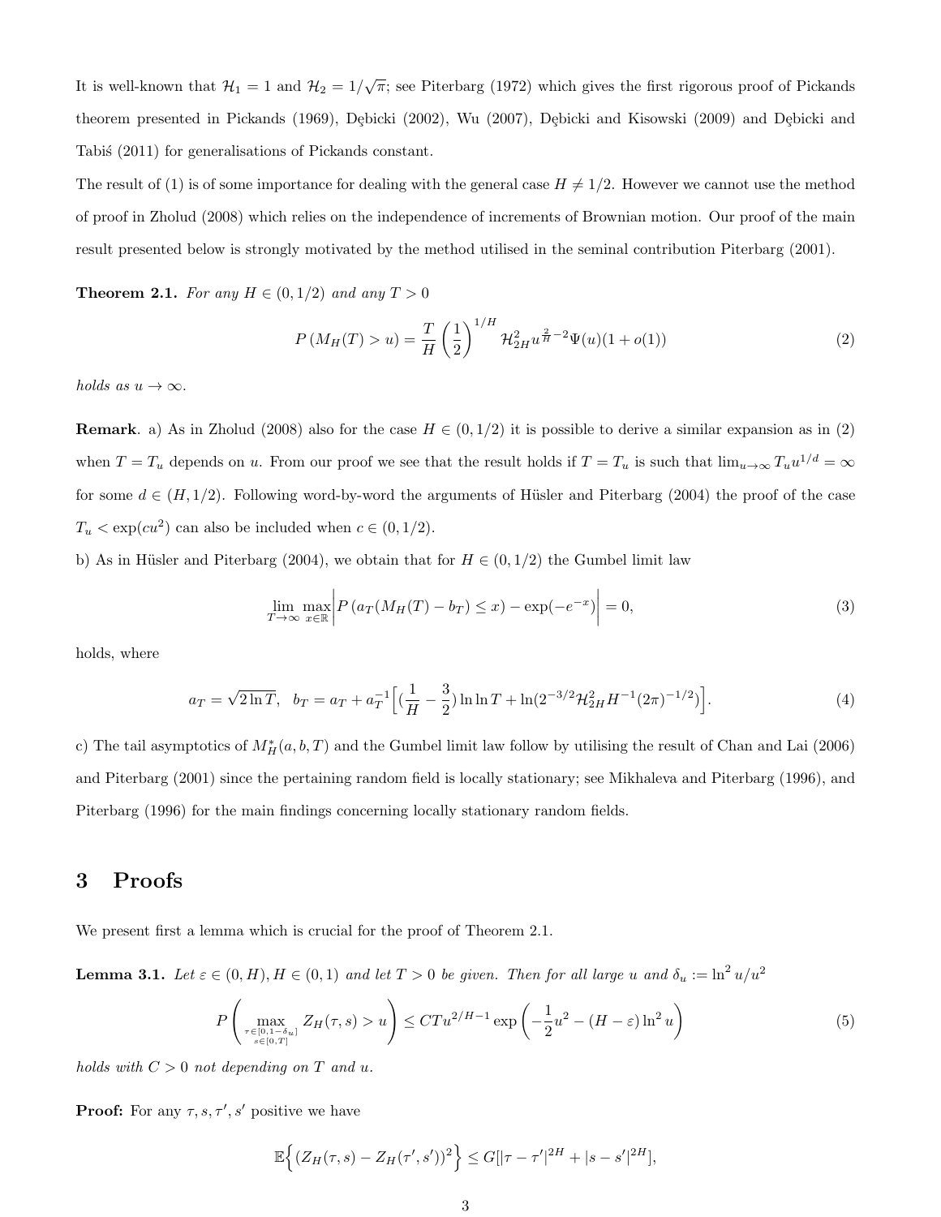It is well-known that $\mathcal{H}_1 = 1$ and $\mathcal{H}_2 = 1/\sqrt{\pi}$; see Piterbarg (1972) which gives the first rigorous proof of Pickands theorem presented in Pickands (1969), Dębicki (2002), Wu (2007), Dębicki and Kisowski (2009) and Dębicki and Tabiś (2011) for generalisations of Pickands constant.

The result of (1) is of some importance for dealing with the general case $H \neq 1/2$. However we cannot use the method of proof in Zholud (2008) which relies on the independence of increments of Brownian motion. Our proof of the main result presented below is strongly motivated by the method utilised in the seminal contribution Piterbarg (2001).

**Theorem 2.1.** *For any $H \in (0, 1/2)$ and any $T > 0$*

$$P\left(M_H(T) > u\right) = \frac{T}{H}\left(\frac{1}{2}\right)^{1/H} \mathcal{H}_{2H}^2 u^{\frac{2}{H}-2} \Psi(u)(1 + o(1)) \tag{2}$$

*holds as $u \to \infty$.*

**Remark**. a) As in Zholud (2008) also for the case $H \in (0, 1/2)$ it is possible to derive a similar expansion as in (2) when $T = T_u$ depends on $u$. From our proof we see that the result holds if $T = T_u$ is such that $\lim_{u\to\infty} T_u u^{1/d} = \infty$ for some $d \in (H, 1/2)$. Following word-by-word the arguments of Hüsler and Piterbarg (2004) the proof of the case $T_u < \exp(cu^2)$ can also be included when $c \in (0, 1/2)$.

b) As in Hüsler and Piterbarg (2004), we obtain that for $H \in (0, 1/2)$ the Gumbel limit law

$$\lim_{T\to\infty} \max_{x\in\mathbb{R}} \left| P\left(a_T(M_H(T) - b_T) \le x\right) - \exp(-e^{-x}) \right| = 0, \tag{3}$$

holds, where

$$a_T = \sqrt{2\ln T}, \quad b_T = a_T + a_T^{-1}\Big[\big(\frac{1}{H} - \frac{3}{2}\big)\ln\ln T + \ln(2^{-3/2}\mathcal{H}_{2H}^2 H^{-1}(2\pi)^{-1/2})\Big]. \tag{4}$$

c) The tail asymptotics of $M_H^*(a, b, T)$ and the Gumbel limit law follow by utilising the result of Chan and Lai (2006) and Piterbarg (2001) since the pertaining random field is locally stationary; see Mikhaleva and Piterbarg (1996), and Piterbarg (1996) for the main findings concerning locally stationary random fields.

# 3 Proofs

We present first a lemma which is crucial for the proof of Theorem 2.1.

**Lemma 3.1.** *Let $\varepsilon \in (0, H), H \in (0, 1)$ and let $T > 0$ be given. Then for all large $u$ and $\delta_u := \ln^2 u/u^2$*

$$P\left(\max_{\substack{\tau\in[0,1-\delta_u]\\ s\in[0,T]}} Z_H(\tau, s) > u\right) \le CTu^{2/H-1}\exp\left(-\frac{1}{2}u^2 - (H - \varepsilon)\ln^2 u\right) \tag{5}$$

*holds with $C > 0$ not depending on $T$ and $u$.*

**Proof:** For any $\tau, s, \tau', s'$ positive we have

$$\mathbb{E}\Big\{(Z_H(\tau, s) - Z_H(\tau', s'))^2\Big\} \le G[|\tau - \tau'|^{2H} + |s - s'|^{2H}],$$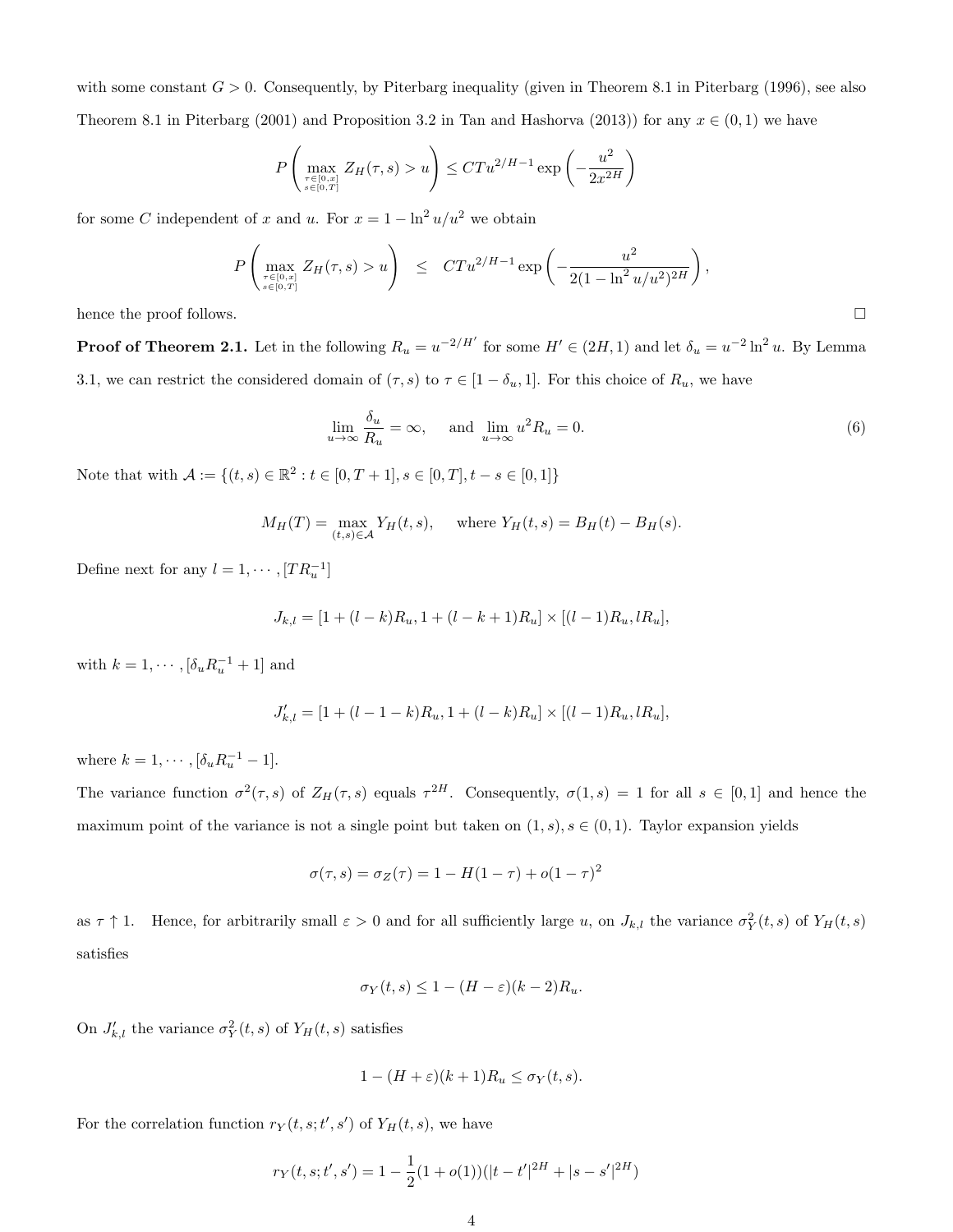with some constant $G > 0$. Consequently, by Piterbarg inequality (given in Theorem 8.1 in Piterbarg (1996), see also Theorem 8.1 in Piterbarg (2001) and Proposition 3.2 in Tan and Hashorva (2013)) for any $x \in (0,1)$ we have

$$P\left(\max_{\substack{\tau\in[0,x]\\ s\in[0,T]}} Z_H(\tau,s) > u\right) \le CTu^{2/H-1}\exp\left(-\frac{u^2}{2x^{2H}}\right)$$

for some $C$ independent of $x$ and $u$. For $x = 1 - \ln^2 u/u^2$ we obtain

$$P\left(\max_{\substack{\tau\in[0,x]\\ s\in[0,T]}} Z_H(\tau,s) > u\right) \le CTu^{2/H-1}\exp\left(-\frac{u^2}{2(1-\ln^2 u/u^2)^{2H}}\right),$$

hence the proof follows. □

**Proof of Theorem 2.1.** Let in the following $R_u = u^{-2/H'}$ for some $H' \in (2H, 1)$ and let $\delta_u = u^{-2}\ln^2 u$. By Lemma 3.1, we can restrict the considered domain of $(\tau, s)$ to $\tau \in [1-\delta_u, 1]$. For this choice of $R_u$, we have

$$\lim_{u\to\infty}\frac{\delta_u}{R_u} = \infty, \quad \text{ and } \lim_{u\to\infty} u^2 R_u = 0. \tag{6}$$

Note that with $\mathcal{A} := \{(t,s) \in \mathbb{R}^2 : t \in [0, T+1], s \in [0,T], t-s \in [0,1]\}$

$$M_H(T) = \max_{(t,s)\in\mathcal{A}} Y_H(t,s), \quad \text{ where } Y_H(t,s) = B_H(t) - B_H(s).$$

Define next for any $l = 1, \cdots, [TR_u^{-1}]$

$$J_{k,l} = [1 + (l-k)R_u, 1 + (l-k+1)R_u] \times [(l-1)R_u, lR_u],$$

with $k = 1, \cdots, [\delta_u R_u^{-1} + 1]$ and

$$J'_{k,l} = [1 + (l-1-k)R_u, 1 + (l-k)R_u] \times [(l-1)R_u, lR_u],$$

where $k = 1, \cdots, [\delta_u R_u^{-1} - 1]$.

The variance function $\sigma^2(\tau, s)$ of $Z_H(\tau, s)$ equals $\tau^{2H}$. Consequently, $\sigma(1, s) = 1$ for all $s \in [0,1]$ and hence the maximum point of the variance is not a single point but taken on $(1, s), s \in (0,1)$. Taylor expansion yields

$$\sigma(\tau,s) = \sigma_Z(\tau) = 1 - H(1-\tau) + o(1-\tau)^2$$

as $\tau \uparrow 1$. Hence, for arbitrarily small $\varepsilon > 0$ and for all sufficiently large $u$, on $J_{k,l}$ the variance $\sigma_Y^2(t,s)$ of $Y_H(t,s)$ satisfies

$$\sigma_Y(t,s) \le 1 - (H-\varepsilon)(k-2)R_u.$$

On $J'_{k,l}$ the variance $\sigma_Y^2(t,s)$ of $Y_H(t,s)$ satisfies

$$1 - (H+\varepsilon)(k+1)R_u \le \sigma_Y(t,s).$$

For the correlation function $r_Y(t,s;t',s')$ of $Y_H(t,s)$, we have

$$r_Y(t,s;t',s') = 1 - \frac{1}{2}(1+o(1))(|t-t'|^{2H} + |s-s'|^{2H})$$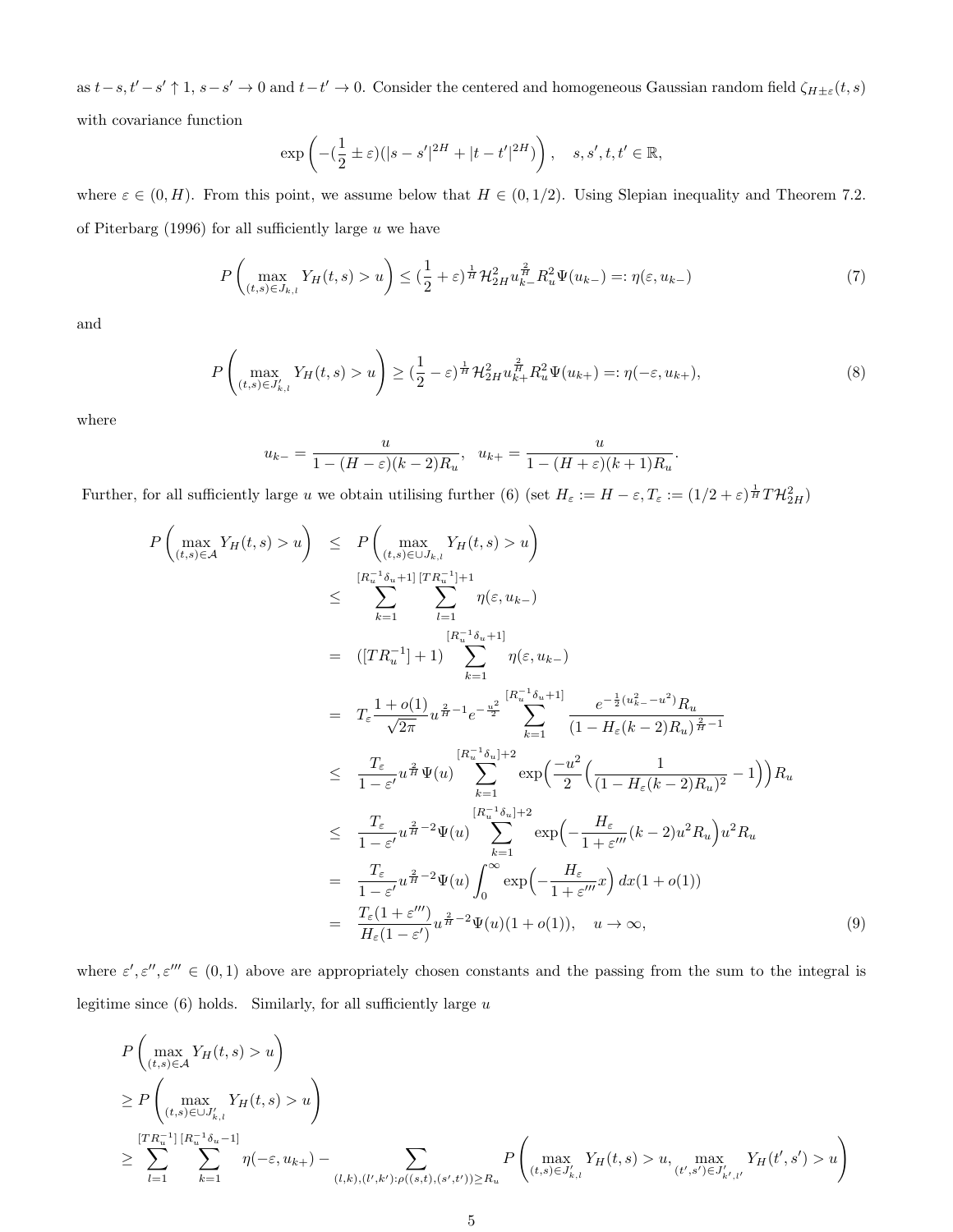as $t-s, t'-s' \uparrow 1$, $s-s' \to 0$ and $t-t' \to 0$. Consider the centered and homogeneous Gaussian random field $\zeta_{H\pm\varepsilon}(t,s)$ with covariance function

$$
\exp\left(-(\frac{1}{2}\pm\varepsilon)(|s-s'|^{2H}+|t-t'|^{2H})\right), \quad s,s',t,t' \in \mathbb{R},
$$

where $\varepsilon \in (0,H)$. From this point, we assume below that $H \in (0,1/2)$. Using Slepian inequality and Theorem 7.2. of Piterbarg (1996) for all sufficiently large $u$ we have

$$
P\left(\max_{(t,s)\in J_{k,l}} Y_H(t,s) > u\right) \le (\frac{1}{2}+\varepsilon)^{\frac{1}{H}} \mathcal{H}_{2H}^2 u_{k-}^{\frac{2}{H}} R_u^2 \Psi(u_{k-}) =: \eta(\varepsilon, u_{k-}) \tag{7}
$$

and

$$
P\left(\max_{(t,s)\in J'_{k,l}} Y_H(t,s) > u\right) \ge (\frac{1}{2}-\varepsilon)^{\frac{1}{H}} \mathcal{H}_{2H}^2 u_{k+}^{\frac{2}{H}} R_u^2 \Psi(u_{k+}) =: \eta(-\varepsilon, u_{k+}), \tag{8}
$$

where

$$
u_{k-} = \frac{u}{1-(H-\varepsilon)(k-2)R_u}, \quad u_{k+} = \frac{u}{1-(H+\varepsilon)(k+1)R_u}.
$$

Further, for all sufficiently large $u$ we obtain utilising further (6) (set $H_\varepsilon := H-\varepsilon, T_\varepsilon := (1/2+\varepsilon)^{\frac{1}{H}} T \mathcal{H}_{2H}^2$)

$$
\begin{aligned}
P\left(\max_{(t,s)\in \mathcal{A}} Y_H(t,s) > u\right) &\le P\left(\max_{(t,s)\in \cup J_{k,l}} Y_H(t,s) > u\right) \\
&\le \sum_{k=1}^{[R_u^{-1}\delta_u+1]} \sum_{l=1}^{[TR_u^{-1}]+1} \eta(\varepsilon, u_{k-}) \\
&= ([TR_u^{-1}]+1) \sum_{k=1}^{[R_u^{-1}\delta_u+1]} \eta(\varepsilon, u_{k-}) \\
&= T_\varepsilon \frac{1+o(1)}{\sqrt{2\pi}} u^{\frac{2}{H}-1} e^{-\frac{u^2}{2}} \sum_{k=1}^{[R_u^{-1}\delta_u+1]} \frac{e^{-\frac{1}{2}(u_{k-}^2-u^2)} R_u}{(1-H_\varepsilon(k-2)R_u)^{\frac{2}{H}-1}} \\
&\le \frac{T_\varepsilon}{1-\varepsilon'} u^{\frac{2}{H}} \Psi(u) \sum_{k=1}^{[R_u^{-1}\delta_u]+2} \exp\Big(\frac{-u^2}{2}\Big(\frac{1}{(1-H_\varepsilon(k-2)R_u)^2}-1\Big)\Big) R_u \\
&\le \frac{T_\varepsilon}{1-\varepsilon'} u^{\frac{2}{H}-2} \Psi(u) \sum_{k=1}^{[R_u^{-1}\delta_u]+2} \exp\Big(-\frac{H_\varepsilon}{1+\varepsilon'''}(k-2)u^2 R_u\Big) u^2 R_u \\
&= \frac{T_\varepsilon}{1-\varepsilon'} u^{\frac{2}{H}-2} \Psi(u) \int_0^\infty \exp\Big(-\frac{H_\varepsilon}{1+\varepsilon'''}x\Big)\, dx (1+o(1)) \\
&= \frac{T_\varepsilon(1+\varepsilon''')}{H_\varepsilon(1-\varepsilon')} u^{\frac{2}{H}-2} \Psi(u)(1+o(1)), \quad u\to\infty,
\end{aligned} \tag{9}
$$

where $\varepsilon', \varepsilon'', \varepsilon''' \in (0,1)$ above are appropriately chosen constants and the passing from the sum to the integral is legitime since (6) holds. Similarly, for all sufficiently large $u$

$$
\begin{aligned}
&P\left(\max_{(t,s)\in \mathcal{A}} Y_H(t,s) > u\right) \\
&\ge P\left(\max_{(t,s)\in \cup J'_{k,l}} Y_H(t,s) > u\right) \\
&\ge \sum_{l=1}^{[TR_u^{-1}]} \sum_{k=1}^{[R_u^{-1}\delta_u-1]} \eta(-\varepsilon, u_{k+}) - \sum_{(l,k),(l',k'):\rho((s,t),(s',t'))\ge R_u} P\left(\max_{(t,s)\in J'_{k,l}} Y_H(t,s) > u, \max_{(t',s')\in J'_{k',l'}} Y_H(t',s') > u\right)
\end{aligned}
$$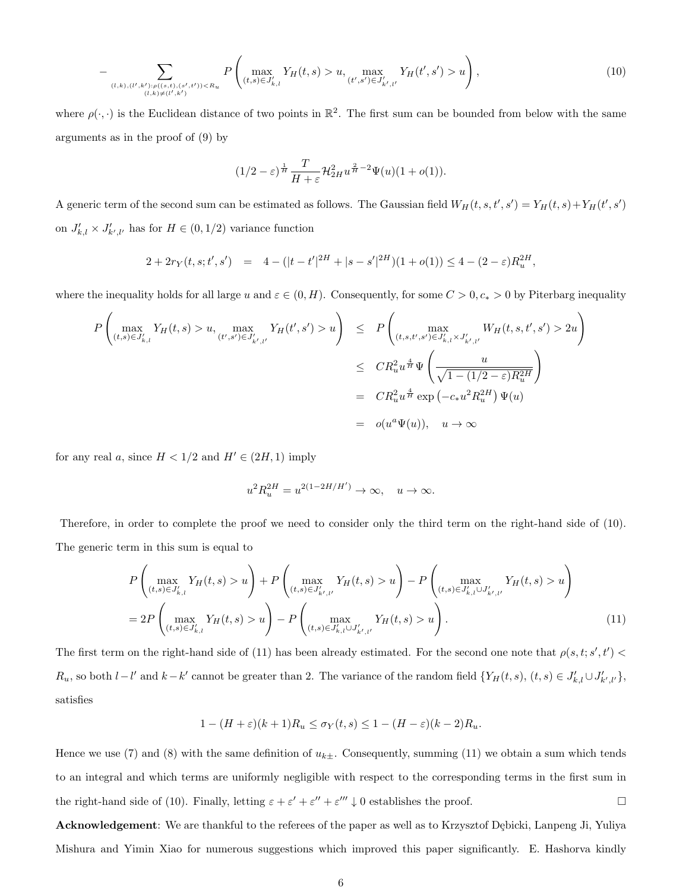$$
- \sum_{\substack{(l,k),(l',k'):\rho((s,t),(s',t'))<R_u \\ (l,k)\neq(l',k')}} P\left( \max_{(t,s)\in J'_{k,l}} Y_H(t,s) > u, \max_{(t',s')\in J'_{k',l'}} Y_H(t',s') > u \right), \tag{10}
$$

where $\rho(\cdot,\cdot)$ is the Euclidean distance of two points in $\mathbb{R}^2$. The first sum can be bounded from below with the same arguments as in the proof of (9) by

$$
(1/2-\varepsilon)^{\frac{1}{H}} \frac{T}{H+\varepsilon} \mathcal{H}_{2H}^2 u^{\frac{2}{H}-2} \Psi(u)(1+o(1)).
$$

A generic term of the second sum can be estimated as follows. The Gaussian field $W_H(t,s,t',s') = Y_H(t,s) + Y_H(t',s')$ on $J'_{k,l} \times J'_{k',l'}$ has for $H \in (0,1/2)$ variance function

$$
2 + 2r_Y(t,s;t',s') \quad = \quad 4 - (|t-t'|^{2H} + |s-s'|^{2H})(1+o(1)) \leq 4 - (2-\varepsilon) R_u^{2H},
$$

where the inequality holds for all large $u$ and $\varepsilon \in (0,H)$. Consequently, for some $C>0, c_*>0$ by Piterbarg inequality

$$
\begin{aligned}
P\left( \max_{(t,s)\in J'_{k,l}} Y_H(t,s) > u, \max_{(t',s')\in J'_{k',l'}} Y_H(t',s') > u \right) &\leq P\left( \max_{(t,s,t',s')\in J'_{k,l}\times J'_{k',l'}} W_H(t,s,t',s') > 2u \right) \\
&\leq C R_u^2 u^{\frac{4}{H}} \Psi\left( \frac{u}{\sqrt{1-(1/2-\varepsilon)R_u^{2H}}} \right) \\
&= C R_u^2 u^{\frac{4}{H}} \exp\left(-c_* u^2 R_u^{2H}\right) \Psi(u) \\
&= o(u^a \Psi(u)), \quad u \to \infty
\end{aligned}
$$

for any real $a$, since $H < 1/2$ and $H' \in (2H, 1)$ imply

$$
u^2 R_u^{2H} = u^{2(1-2H/H')} \to \infty, \quad u \to \infty.
$$

Therefore, in order to complete the proof we need to consider only the third term on the right-hand side of (10). The generic term in this sum is equal to

$$
\begin{aligned}
&P\left( \max_{(t,s)\in J'_{k,l}} Y_H(t,s) > u \right) + P\left( \max_{(t,s)\in J'_{k',l'}} Y_H(t,s) > u \right) - P\left( \max_{(t,s)\in J'_{k,l}\cup J'_{k',l'}} Y_H(t,s) > u \right) \\
&= 2P\left( \max_{(t,s)\in J'_{k,l}} Y_H(t,s) > u \right) - P\left( \max_{(t,s)\in J'_{k,l}\cup J'_{k',l'}} Y_H(t,s) > u \right).
\end{aligned} \tag{11}
$$

The first term on the right-hand side of (11) has been already estimated. For the second one note that $\rho(s,t;s',t') < R_u$, so both $l-l'$ and $k-k'$ cannot be greater than 2. The variance of the random field $\{Y_H(t,s), (t,s)\in J'_{k,l}\cup J'_{k',l'}\}$, satisfies

$$
1-(H+\varepsilon)(k+1)R_u \leq \sigma_Y(t,s) \leq 1-(H-\varepsilon)(k-2)R_u.
$$

Hence we use (7) and (8) with the same definition of $u_{k\pm}$. Consequently, summing (11) we obtain a sum which tends to an integral and which terms are uniformly negligible with respect to the corresponding terms in the first sum in the right-hand side of (10). Finally, letting $\varepsilon + \varepsilon' + \varepsilon'' + \varepsilon''' \downarrow 0$ establishes the proof. $\square$

**Acknowledgement**: We are thankful to the referees of the paper as well as to Krzysztof Dębicki, Lanpeng Ji, Yuliya Mishura and Yimin Xiao for numerous suggestions which improved this paper significantly. E. Hashorva kindly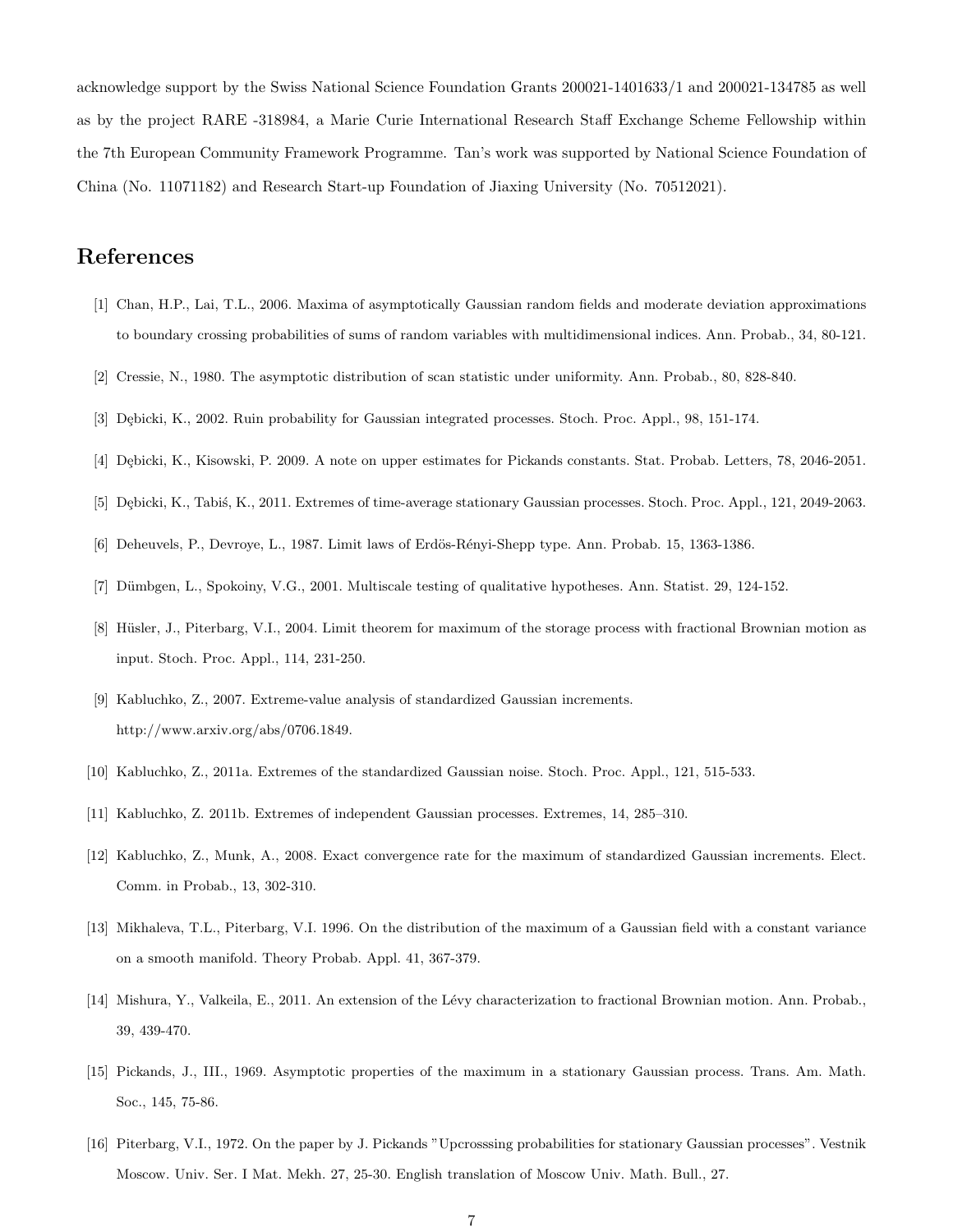acknowledge support by the Swiss National Science Foundation Grants 200021-1401633/1 and 200021-134785 as well as by the project RARE -318984, a Marie Curie International Research Staff Exchange Scheme Fellowship within the 7th European Community Framework Programme. Tan's work was supported by National Science Foundation of China (No. 11071182) and Research Start-up Foundation of Jiaxing University (No. 70512021).

# References

[1] Chan, H.P., Lai, T.L., 2006. Maxima of asymptotically Gaussian random fields and moderate deviation approximations to boundary crossing probabilities of sums of random variables with multidimensional indices. Ann. Probab., 34, 80-121.

[2] Cressie, N., 1980. The asymptotic distribution of scan statistic under uniformity. Ann. Probab., 80, 828-840.

[3] Dębicki, K., 2002. Ruin probability for Gaussian integrated processes. Stoch. Proc. Appl., 98, 151-174.

[4] Dębicki, K., Kisowski, P. 2009. A note on upper estimates for Pickands constants. Stat. Probab. Letters, 78, 2046-2051.

[5] Dębicki, K., Tabiś, K., 2011. Extremes of time-average stationary Gaussian processes. Stoch. Proc. Appl., 121, 2049-2063.

[6] Deheuvels, P., Devroye, L., 1987. Limit laws of Erdös-Rényi-Shepp type. Ann. Probab. 15, 1363-1386.

[7] Dümbgen, L., Spokoiny, V.G., 2001. Multiscale testing of qualitative hypotheses. Ann. Statist. 29, 124-152.

[8] Hüsler, J., Piterbarg, V.I., 2004. Limit theorem for maximum of the storage process with fractional Brownian motion as input. Stoch. Proc. Appl., 114, 231-250.

[9] Kabluchko, Z., 2007. Extreme-value analysis of standardized Gaussian increments. http://www.arxiv.org/abs/0706.1849.

[10] Kabluchko, Z., 2011a. Extremes of the standardized Gaussian noise. Stoch. Proc. Appl., 121, 515-533.

[11] Kabluchko, Z. 2011b. Extremes of independent Gaussian processes. Extremes, 14, 285–310.

[12] Kabluchko, Z., Munk, A., 2008. Exact convergence rate for the maximum of standardized Gaussian increments. Elect. Comm. in Probab., 13, 302-310.

[13] Mikhaleva, T.L., Piterbarg, V.I. 1996. On the distribution of the maximum of a Gaussian field with a constant variance on a smooth manifold. Theory Probab. Appl. 41, 367-379.

[14] Mishura, Y., Valkeila, E., 2011. An extension of the Lévy characterization to fractional Brownian motion. Ann. Probab., 39, 439-470.

[15] Pickands, J., III., 1969. Asymptotic properties of the maximum in a stationary Gaussian process. Trans. Am. Math. Soc., 145, 75-86.

[16] Piterbarg, V.I., 1972. On the paper by J. Pickands "Upcrosssing probabilities for stationary Gaussian processes". Vestnik Moscow. Univ. Ser. I Mat. Mekh. 27, 25-30. English translation of Moscow Univ. Math. Bull., 27.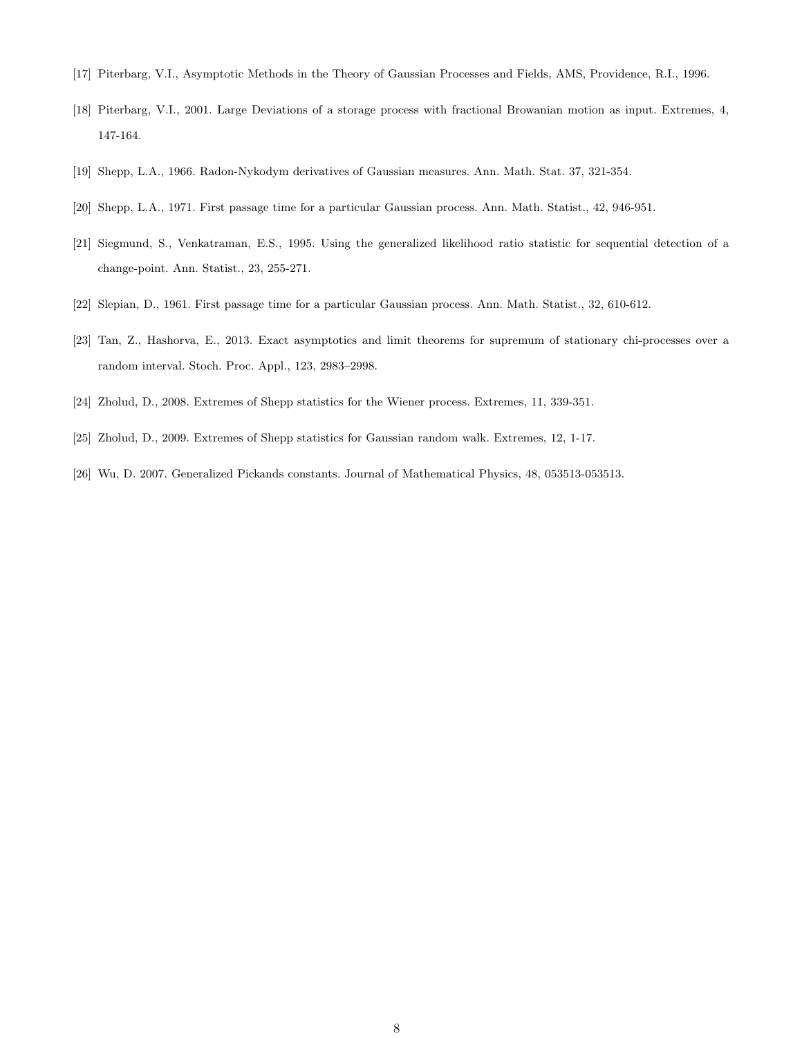[17] Piterbarg, V.I., Asymptotic Methods in the Theory of Gaussian Processes and Fields, AMS, Providence, R.I., 1996.

[18] Piterbarg, V.I., 2001. Large Deviations of a storage process with fractional Browanian motion as input. Extremes, 4, 147-164.

[19] Shepp, L.A., 1966. Radon-Nykodym derivatives of Gaussian measures. Ann. Math. Stat. 37, 321-354.

[20] Shepp, L.A., 1971. First passage time for a particular Gaussian process. Ann. Math. Statist., 42, 946-951.

[21] Siegmund, S., Venkatraman, E.S., 1995. Using the generalized likelihood ratio statistic for sequential detection of a change-point. Ann. Statist., 23, 255-271.

[22] Slepian, D., 1961. First passage time for a particular Gaussian process. Ann. Math. Statist., 32, 610-612.

[23] Tan, Z., Hashorva, E., 2013. Exact asymptotics and limit theorems for supremum of stationary chi-processes over a random interval. Stoch. Proc. Appl., 123, 2983–2998.

[24] Zholud, D., 2008. Extremes of Shepp statistics for the Wiener process. Extremes, 11, 339-351.

[25] Zholud, D., 2009. Extremes of Shepp statistics for Gaussian random walk. Extremes, 12, 1-17.

[26] Wu, D. 2007. Generalized Pickands constants. Journal of Mathematical Physics, 48, 053513-053513.